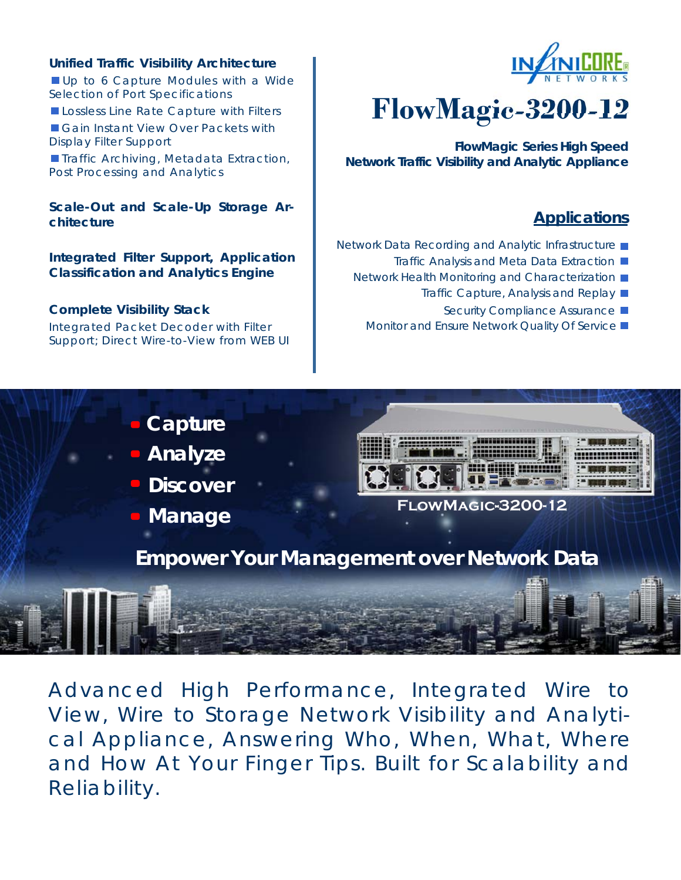# FlowMagic-3200-12

**FlowMagic Series High Speed Network Traffic Visibility and Analytic Appliance**

**Unified Traffic Visibility Architecture**

- Up to 6 Capture Modules with a Wide Selection of Port Specifications
- Lossless Line Rate Capture with Filters
- Gain Instant View Over Packets with Display Filter Support
- Traffic Archiving, Metadata Extraction, Post Processing and Analytics

**Scale-Out and Scale-Up Storage Architecture**

**Integrated Filter Support, Application Classification and Analytics Engine**

**Complete Visibility Stack**

Integrated Packet Decoder with Filter Support; Direct Wire-to-View from WEB UI

## Applications

- Network Data Recording and Analytic Infrastructure
- Traffic Analysis and Meta Data Extraction
- Network Health Monitoring and Characterization
- Traffic Capture, Analysis and Replay
- Security Compliance Assurance
- Monitor and Ensure Network Quality Of Service

- **Capture**
- **Analyze**
- **Discover**
- **Manage**

FLOWMAGIC-3200-12

**Empower Your Management over Network Data**

Advanced High Performance, Integrated Wire to View, Wire to Storage Network Visibility and Analytical Appliance, Answering Who, When, What, Where and How At Your Finger Tips. Built for Scalability and Reliability.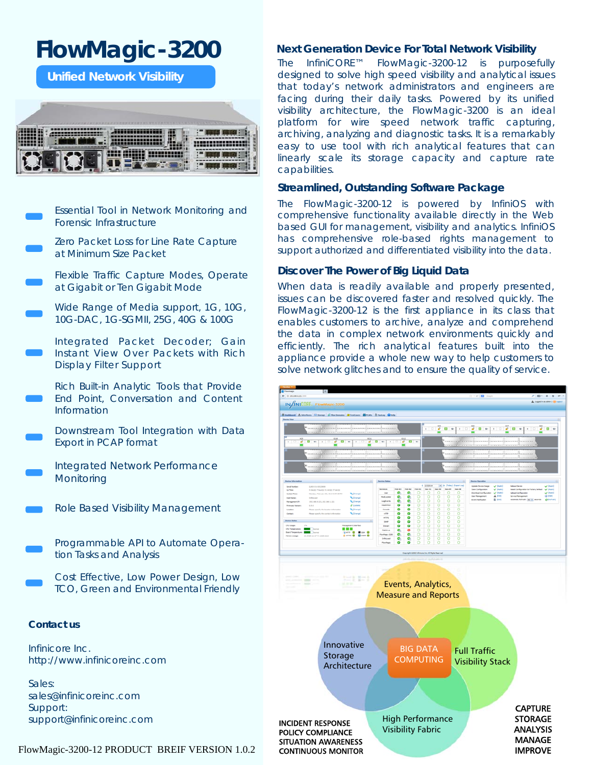# FlowMagic-3200

**Unified Network Visibility**

- Essential Tool in Network Monitoring and Forensic Infrastructure
- Zero Packet Loss for Line Rate Capture at Minimum Size Packet
- Flexible Traffic Capture Modes, Operate at Gigabit or Ten Gigabit Mode
- Wide Range of Media support, 1G, 10G, 10G-DAC, 1G-SGMII, 25G, 40G & 100G
- Integrated Packet Decoder; Gain Instant View Over Packets with Rich Display Filter Support
- Rich Built-in Analytic Tools that Provide End Point, Conversation and Content Information
- Downstream Tool Integration with Data Export in PCAP format
- Integrated Network Performance Monitoring
- Role Based Visibility Management
- Programmable API to Automate Operation Tasks and Analysis
- Cost Effective, Low Power Design, Low TCO, Green and Environmental Friendly

### Contact us

Infinicore Inc.
http://www.infinicoreinc.com

Sales:
sales@infinicoreinc.com
Support:
support@infinicoreinc.com

FlowMagic-3200-12 PRODUCT BREIF VERSION 1.0.2

## Next Generation Device For Total Network Visibility

The InfiniCORE™ FlowMagic-3200-12 is purposefully designed to solve high speed visibility and analytical issues that today's network administrators and engineers are facing during their daily tasks. Powered by its unified visibility architecture, the FlowMagic-3200 is an ideal platform for wire speed network traffic capturing, archiving, analyzing and diagnostic tasks. It is a remarkably easy to use tool with rich analytical features that can linearly scale its storage capacity and capture rate capabilities.

## Streamlined, Outstanding Software Package

The FlowMagic-3200-12 is powered by InfiniOS with comprehensive functionality available directly in the Web based GUI for management, visibility and analytics. InfiniOS has comprehensive role-based rights management to support authorized and differentiated visibility into the data.

## Discover The Power of Big Liquid Data

When data is readily available and properly presented, issues can be discovered faster and resolved quickly. The FlowMagic-3200-12 is the first appliance in its class that enables customers to archive, analyze and comprehend the data in complex network environments quickly and efficiently. The rich analytical features built into the appliance provide a whole new way to help customers to solve network glitches and to ensure the quality of service.

Events, Analytics, Measure and Reports

Innovative Storage Architecture

BIG DATA COMPUTING

Full Traffic Visibility Stack

High Performance Visibility Fabric

INCIDENT RESPONSE
POLICY COMPLIANCE
SITUATION AWARENESS
CONTINUOUS MONITOR

CAPTURE
STORAGE
ANALYSIS
MANAGE
IMPROVE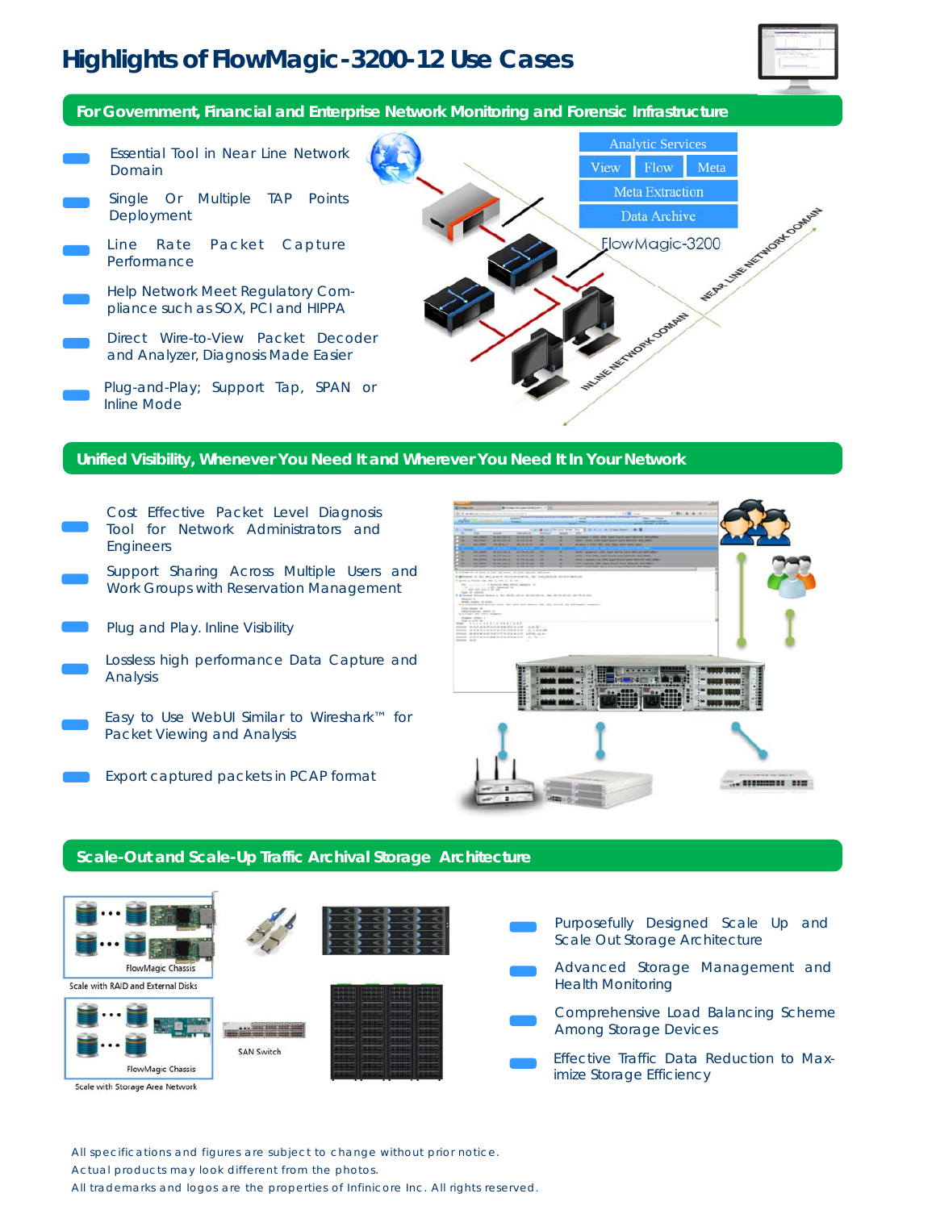# Highlights of FlowMagic-3200-12 Use Cases

## For Government, Financial and Enterprise Network Monitoring and Forensic Infrastructure

- Essential Tool in Near Line Network Domain
- Single Or Multiple TAP Points Deployment
- Line Rate Packet Capture Performance
- Help Network Meet Regulatory Compliance such as SOX, PCI and HIPPA
- Direct Wire-to-View Packet Decoder and Analyzer, Diagnosis Made Easier
- Plug-and-Play; Support Tap, SPAN or Inline Mode

Analytic Services

View | Flow | Meta

Meta Extraction

Data Archive

FlowMagic-3200

NEAR LINE NETWORK DOMAIN

INLINE NETWORK DOMAIN

## Unified Visibility, Whenever You Need It and Wherever You Need It In Your Network

- Cost Effective Packet Level Diagnosis Tool for Network Administrators and Engineers
- Support Sharing Across Multiple Users and Work Groups with Reservation Management
- Plug and Play. Inline Visibility
- Lossless high performance Data Capture and Analysis
- Easy to Use WebUI Similar to Wireshark™ for Packet Viewing and Analysis
- Export captured packets in PCAP format

## Scale-Out and Scale-Up Traffic Archival Storage Architecture

FlowMagic Chassis

Scale with RAID and External Disks

FlowMagic Chassis

SAN Switch

Scale with Storage Area Network

- Purposefully Designed Scale Up and Scale Out Storage Architecture
- Advanced Storage Management and Health Monitoring
- Comprehensive Load Balancing Scheme Among Storage Devices
- Effective Traffic Data Reduction to Maximize Storage Efficiency

All specifications and figures are subject to change without prior notice.
Actual products may look different from the photos.
All trademarks and logos are the properties of Infinicore Inc. All rights reserved.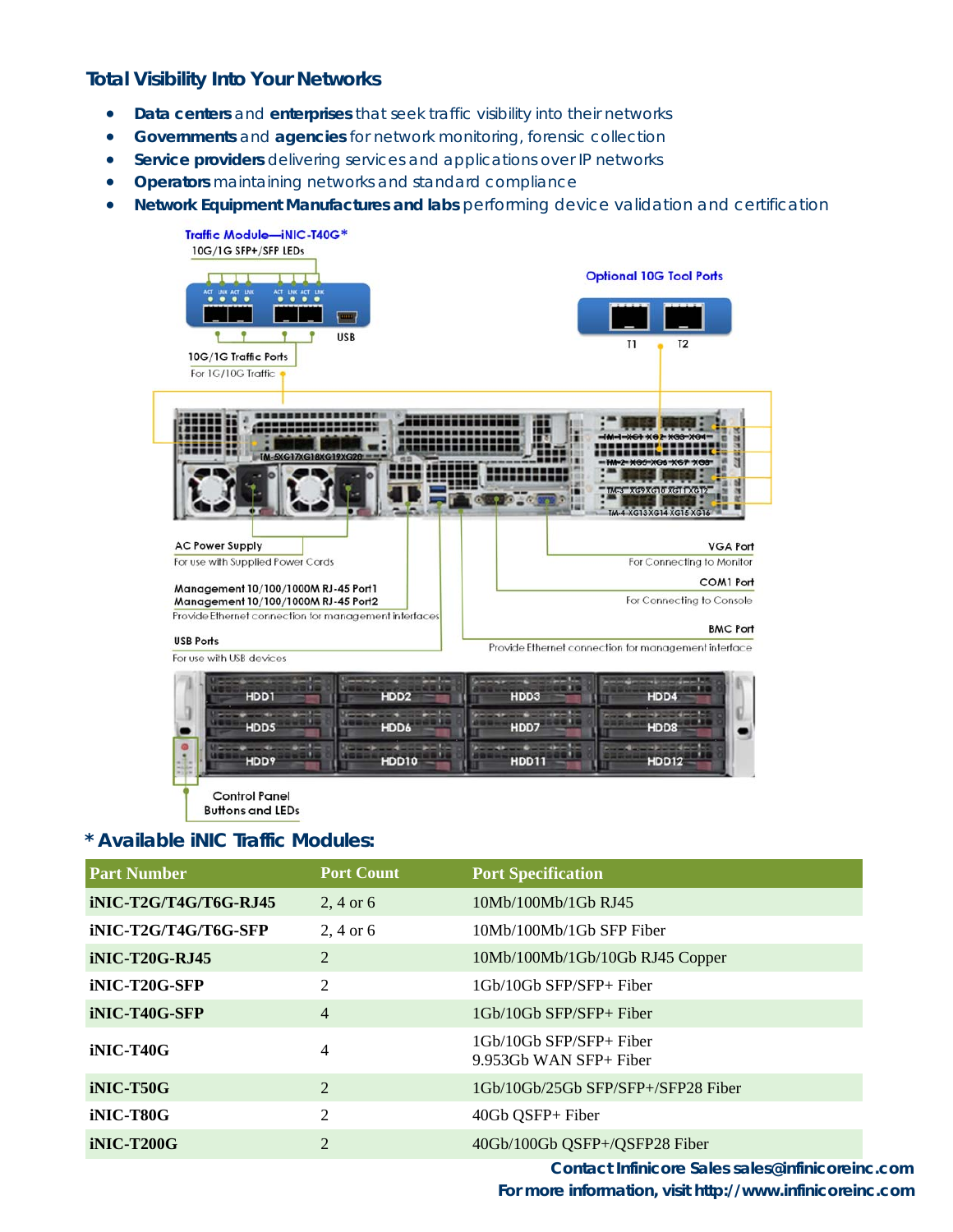### Total Visibility Into Your Networks

- **Data centers** and **enterprises** that seek traffic visibility into their networks
- **Governments** and **agencies** for network monitoring, forensic collection
- **Service providers** delivering services and applications over IP networks
- **Operators** maintaining networks and standard compliance
- **Network Equipment Manufactures and labs** performing device validation and certification

Traffic Module—iNIC-T40G*
10G/1G SFP+/SFP LEDs
USB
10G/1G Traffic Ports
For 1G/10G Traffic
Optional 10G Tool Ports
T1 T2
TM-5XG17XG18XG19XG20
TM-1 XG1 XG2 XG3 XG4
TM-2 XG5 XG6 XG7 XG8
TM-3 XG9XG10 XG11 XG12
TM-4 XG13XG14 XG15 XG16
AC Power Supply
For use with Supplied Power Cords
Management 10/100/1000M RJ-45 Port1
Management 10/100/1000M RJ-45 Port2
Provide Ethernet connection for management interfaces
USB Ports
For use with USB devices
VGA Port
For Connecting to Monitor
COM1 Port
For Connecting to Console
BMC Port
Provide Ethernet connection for management interface
HDD1 HDD2 HDD3 HDD4
HDD5 HDD6 HDD7 HDD8
HDD9 HDD10 HDD11 HDD12
Control Panel
Buttons and LEDs

### * Available iNIC Traffic Modules:

| Part Number | Port Count | Port Specification |
|---|---|---|
| **iNIC-T2G/T4G/T6G-RJ45** | 2, 4 or 6 | 10Mb/100Mb/1Gb RJ45 |
| **iNIC-T2G/T4G/T6G-SFP** | 2, 4 or 6 | 10Mb/100Mb/1Gb SFP Fiber |
| **iNIC-T20G-RJ45** | 2 | 10Mb/100Mb/1Gb/10Gb RJ45 Copper |
| **iNIC-T20G-SFP** | 2 | 1Gb/10Gb SFP/SFP+ Fiber |
| **iNIC-T40G-SFP** | 4 | 1Gb/10Gb SFP/SFP+ Fiber |
| **iNIC-T40G** | 4 | 1Gb/10Gb SFP/SFP+ Fiber<br>9.953Gb WAN SFP+ Fiber |
| **iNIC-T50G** | 2 | 1Gb/10Gb/25Gb SFP/SFP+/SFP28 Fiber |
| **iNIC-T80G** | 2 | 40Gb QSFP+ Fiber |
| **iNIC-T200G** | 2 | 40Gb/100Gb QSFP+/QSFP28 Fiber |

**Contact Infinicore Sales sales@infinicoreinc.com**
**For more information, visit http://www.infinicoreinc.com**